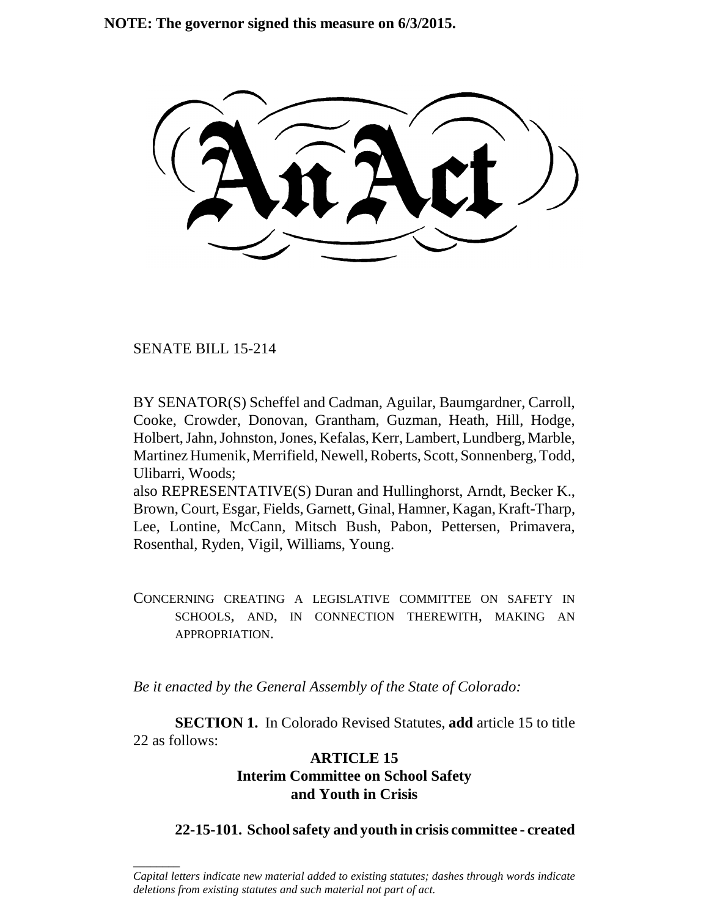**NOTE: The governor signed this measure on 6/3/2015.**

# An Act

SENATE BILL 15-214

BY SENATOR(S) Scheffel and Cadman, Aguilar, Baumgardner, Carroll, Cooke, Crowder, Donovan, Grantham, Guzman, Heath, Hill, Hodge, Holbert, Jahn, Johnston, Jones, Kefalas, Kerr, Lambert, Lundberg, Marble, Martinez Humenik, Merrifield, Newell, Roberts, Scott, Sonnenberg, Todd, Ulibarri, Woods;

also REPRESENTATIVE(S) Duran and Hullinghorst, Arndt, Becker K., Brown, Court, Esgar, Fields, Garnett, Ginal, Hamner, Kagan, Kraft-Tharp, Lee, Lontine, McCann, Mitsch Bush, Pabon, Pettersen, Primavera, Rosenthal, Ryden, Vigil, Williams, Young.

CONCERNING CREATING A LEGISLATIVE COMMITTEE ON SAFETY IN SCHOOLS, AND, IN CONNECTION THEREWITH, MAKING AN APPROPRIATION.

*Be it enacted by the General Assembly of the State of Colorado:*

**SECTION 1.** In Colorado Revised Statutes, **add** article 15 to title 22 as follows:

**ARTICLE 15**
**Interim Committee on School Safety and Youth in Crisis**

**22-15-101. School safety and youth in crisis committee - created**

---

*Capital letters indicate new material added to existing statutes; dashes through words indicate deletions from existing statutes and such material not part of act.*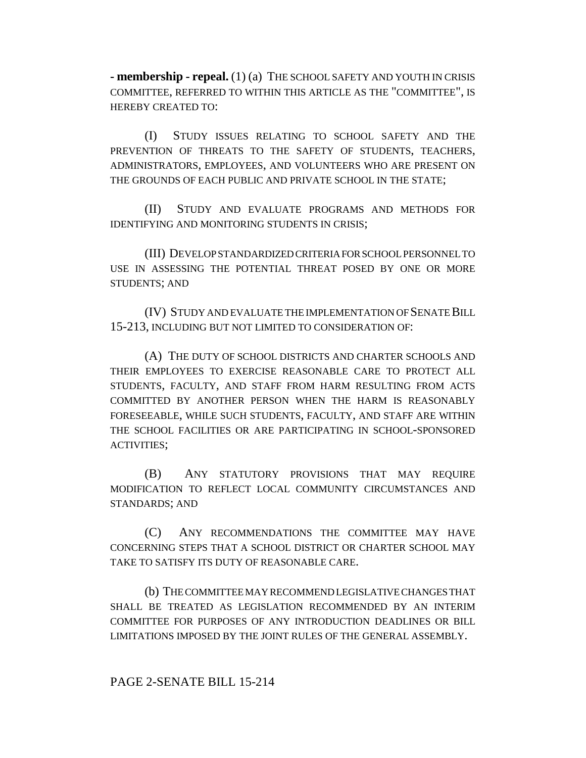**- membership - repeal.** (1) (a) THE SCHOOL SAFETY AND YOUTH IN CRISIS COMMITTEE, REFERRED TO WITHIN THIS ARTICLE AS THE "COMMITTEE", IS HEREBY CREATED TO:

(I) STUDY ISSUES RELATING TO SCHOOL SAFETY AND THE PREVENTION OF THREATS TO THE SAFETY OF STUDENTS, TEACHERS, ADMINISTRATORS, EMPLOYEES, AND VOLUNTEERS WHO ARE PRESENT ON THE GROUNDS OF EACH PUBLIC AND PRIVATE SCHOOL IN THE STATE;

(II) STUDY AND EVALUATE PROGRAMS AND METHODS FOR IDENTIFYING AND MONITORING STUDENTS IN CRISIS;

(III) DEVELOP STANDARDIZED CRITERIA FOR SCHOOL PERSONNEL TO USE IN ASSESSING THE POTENTIAL THREAT POSED BY ONE OR MORE STUDENTS; AND

(IV) STUDY AND EVALUATE THE IMPLEMENTATION OF SENATE BILL 15-213, INCLUDING BUT NOT LIMITED TO CONSIDERATION OF:

(A) THE DUTY OF SCHOOL DISTRICTS AND CHARTER SCHOOLS AND THEIR EMPLOYEES TO EXERCISE REASONABLE CARE TO PROTECT ALL STUDENTS, FACULTY, AND STAFF FROM HARM RESULTING FROM ACTS COMMITTED BY ANOTHER PERSON WHEN THE HARM IS REASONABLY FORESEEABLE, WHILE SUCH STUDENTS, FACULTY, AND STAFF ARE WITHIN THE SCHOOL FACILITIES OR ARE PARTICIPATING IN SCHOOL-SPONSORED ACTIVITIES;

(B) ANY STATUTORY PROVISIONS THAT MAY REQUIRE MODIFICATION TO REFLECT LOCAL COMMUNITY CIRCUMSTANCES AND STANDARDS; AND

(C) ANY RECOMMENDATIONS THE COMMITTEE MAY HAVE CONCERNING STEPS THAT A SCHOOL DISTRICT OR CHARTER SCHOOL MAY TAKE TO SATISFY ITS DUTY OF REASONABLE CARE.

(b) THE COMMITTEE MAY RECOMMEND LEGISLATIVE CHANGES THAT SHALL BE TREATED AS LEGISLATION RECOMMENDED BY AN INTERIM COMMITTEE FOR PURPOSES OF ANY INTRODUCTION DEADLINES OR BILL LIMITATIONS IMPOSED BY THE JOINT RULES OF THE GENERAL ASSEMBLY.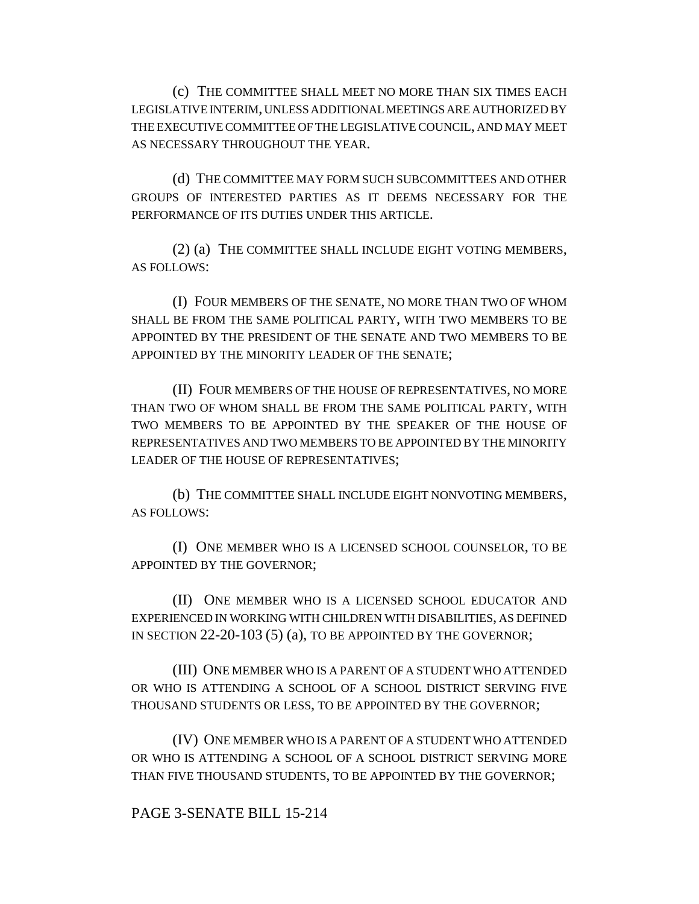(c) THE COMMITTEE SHALL MEET NO MORE THAN SIX TIMES EACH LEGISLATIVE INTERIM, UNLESS ADDITIONAL MEETINGS ARE AUTHORIZED BY THE EXECUTIVE COMMITTEE OF THE LEGISLATIVE COUNCIL, AND MAY MEET AS NECESSARY THROUGHOUT THE YEAR.

(d) THE COMMITTEE MAY FORM SUCH SUBCOMMITTEES AND OTHER GROUPS OF INTERESTED PARTIES AS IT DEEMS NECESSARY FOR THE PERFORMANCE OF ITS DUTIES UNDER THIS ARTICLE.

(2) (a) THE COMMITTEE SHALL INCLUDE EIGHT VOTING MEMBERS, AS FOLLOWS:

(I) FOUR MEMBERS OF THE SENATE, NO MORE THAN TWO OF WHOM SHALL BE FROM THE SAME POLITICAL PARTY, WITH TWO MEMBERS TO BE APPOINTED BY THE PRESIDENT OF THE SENATE AND TWO MEMBERS TO BE APPOINTED BY THE MINORITY LEADER OF THE SENATE;

(II) FOUR MEMBERS OF THE HOUSE OF REPRESENTATIVES, NO MORE THAN TWO OF WHOM SHALL BE FROM THE SAME POLITICAL PARTY, WITH TWO MEMBERS TO BE APPOINTED BY THE SPEAKER OF THE HOUSE OF REPRESENTATIVES AND TWO MEMBERS TO BE APPOINTED BY THE MINORITY LEADER OF THE HOUSE OF REPRESENTATIVES;

(b) THE COMMITTEE SHALL INCLUDE EIGHT NONVOTING MEMBERS, AS FOLLOWS:

(I) ONE MEMBER WHO IS A LICENSED SCHOOL COUNSELOR, TO BE APPOINTED BY THE GOVERNOR;

(II) ONE MEMBER WHO IS A LICENSED SCHOOL EDUCATOR AND EXPERIENCED IN WORKING WITH CHILDREN WITH DISABILITIES, AS DEFINED IN SECTION 22-20-103 (5) (a), TO BE APPOINTED BY THE GOVERNOR;

(III) ONE MEMBER WHO IS A PARENT OF A STUDENT WHO ATTENDED OR WHO IS ATTENDING A SCHOOL OF A SCHOOL DISTRICT SERVING FIVE THOUSAND STUDENTS OR LESS, TO BE APPOINTED BY THE GOVERNOR;

(IV) ONE MEMBER WHO IS A PARENT OF A STUDENT WHO ATTENDED OR WHO IS ATTENDING A SCHOOL OF A SCHOOL DISTRICT SERVING MORE THAN FIVE THOUSAND STUDENTS, TO BE APPOINTED BY THE GOVERNOR;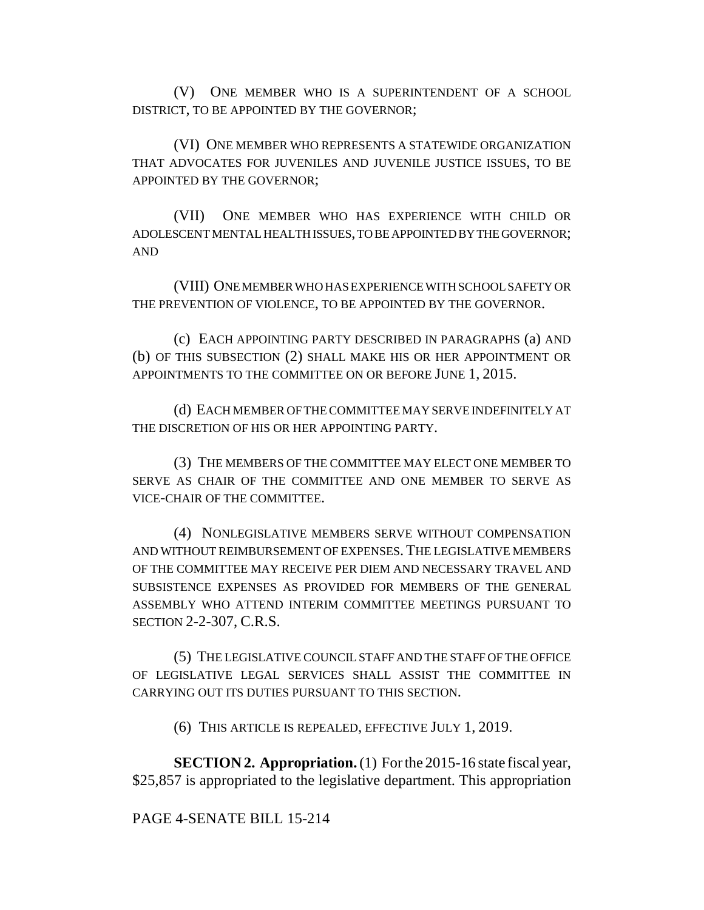(V) ONE MEMBER WHO IS A SUPERINTENDENT OF A SCHOOL DISTRICT, TO BE APPOINTED BY THE GOVERNOR;

(VI) ONE MEMBER WHO REPRESENTS A STATEWIDE ORGANIZATION THAT ADVOCATES FOR JUVENILES AND JUVENILE JUSTICE ISSUES, TO BE APPOINTED BY THE GOVERNOR;

(VII) ONE MEMBER WHO HAS EXPERIENCE WITH CHILD OR ADOLESCENT MENTAL HEALTH ISSUES, TO BE APPOINTED BY THE GOVERNOR; AND

(VIII) ONE MEMBER WHO HAS EXPERIENCE WITH SCHOOL SAFETY OR THE PREVENTION OF VIOLENCE, TO BE APPOINTED BY THE GOVERNOR.

(c) EACH APPOINTING PARTY DESCRIBED IN PARAGRAPHS (a) AND (b) OF THIS SUBSECTION (2) SHALL MAKE HIS OR HER APPOINTMENT OR APPOINTMENTS TO THE COMMITTEE ON OR BEFORE JUNE 1, 2015.

(d) EACH MEMBER OF THE COMMITTEE MAY SERVE INDEFINITELY AT THE DISCRETION OF HIS OR HER APPOINTING PARTY.

(3) THE MEMBERS OF THE COMMITTEE MAY ELECT ONE MEMBER TO SERVE AS CHAIR OF THE COMMITTEE AND ONE MEMBER TO SERVE AS VICE-CHAIR OF THE COMMITTEE.

(4) NONLEGISLATIVE MEMBERS SERVE WITHOUT COMPENSATION AND WITHOUT REIMBURSEMENT OF EXPENSES. THE LEGISLATIVE MEMBERS OF THE COMMITTEE MAY RECEIVE PER DIEM AND NECESSARY TRAVEL AND SUBSISTENCE EXPENSES AS PROVIDED FOR MEMBERS OF THE GENERAL ASSEMBLY WHO ATTEND INTERIM COMMITTEE MEETINGS PURSUANT TO SECTION 2-2-307, C.R.S.

(5) THE LEGISLATIVE COUNCIL STAFF AND THE STAFF OF THE OFFICE OF LEGISLATIVE LEGAL SERVICES SHALL ASSIST THE COMMITTEE IN CARRYING OUT ITS DUTIES PURSUANT TO THIS SECTION.

(6) THIS ARTICLE IS REPEALED, EFFECTIVE JULY 1, 2019.

**SECTION 2. Appropriation.** (1) For the 2015-16 state fiscal year, $25,857 is appropriated to the legislative department. This appropriation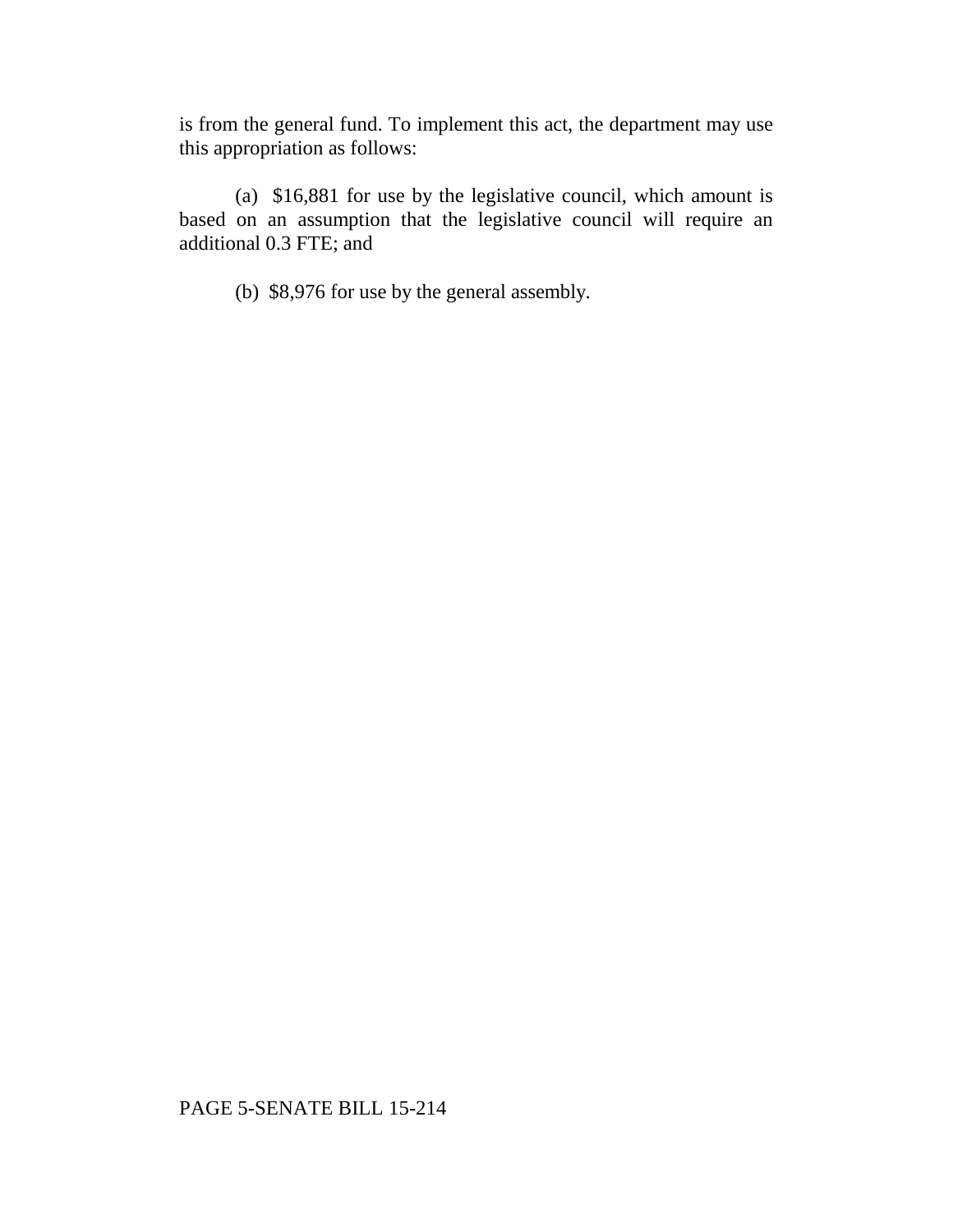is from the general fund. To implement this act, the department may use this appropriation as follows:

(a) $16,881 for use by the legislative council, which amount is based on an assumption that the legislative council will require an additional 0.3 FTE; and

(b) $8,976 for use by the general assembly.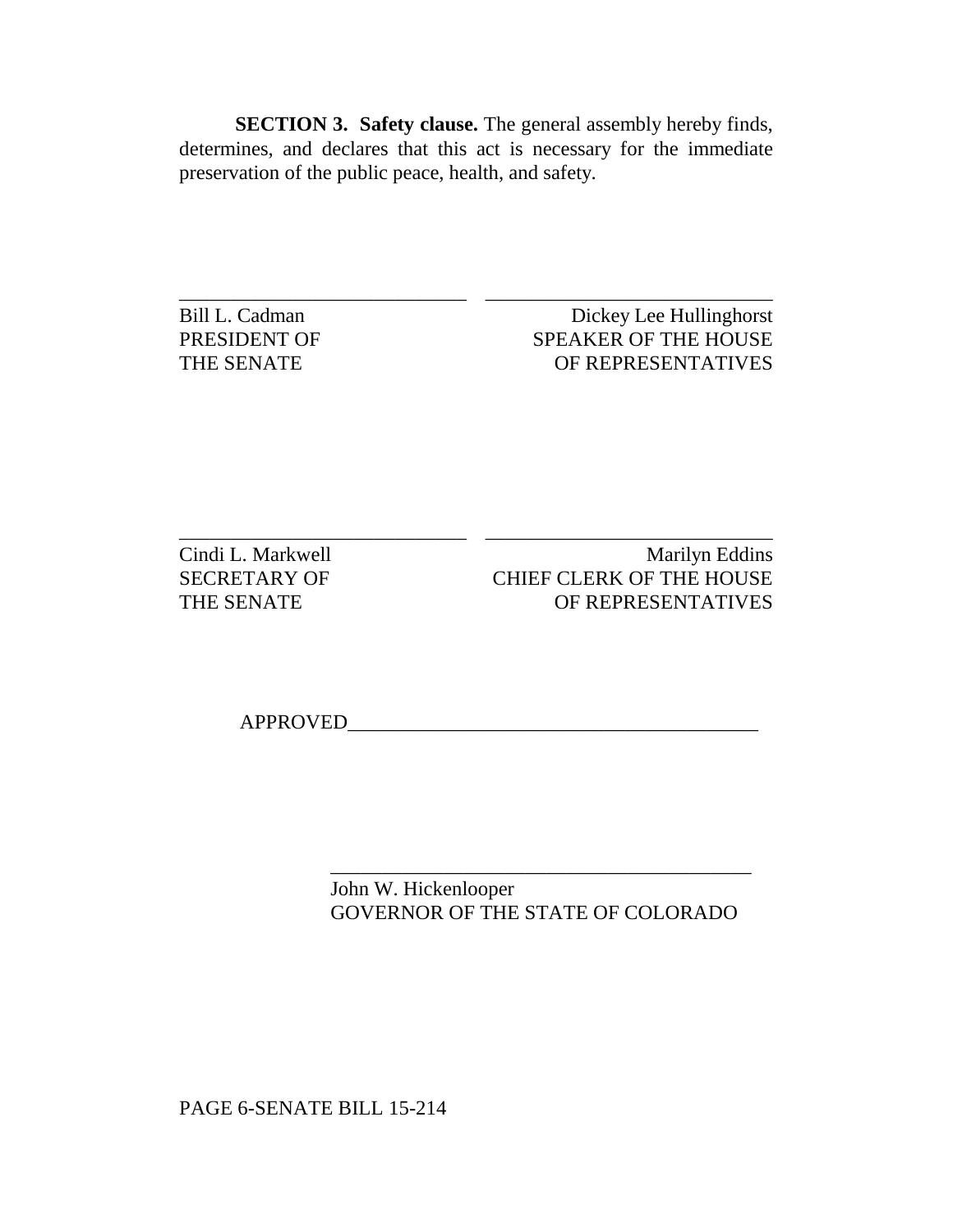**SECTION 3. Safety clause.** The general assembly hereby finds, determines, and declares that this act is necessary for the immediate preservation of the public peace, health, and safety.

| | |
|---|---|
| ____________________________ | ____________________________ |
| Bill L. Cadman<br>PRESIDENT OF<br>THE SENATE | Dickey Lee Hullinghorst<br>SPEAKER OF THE HOUSE<br>OF REPRESENTATIVES |
| ____________________________ | ____________________________ |
| Cindi L. Markwell<br>SECRETARY OF<br>THE SENATE | Marilyn Eddins<br>CHIEF CLERK OF THE HOUSE<br>OF REPRESENTATIVES |

APPROVED________________________________________

________________________________________
John W. Hickenlooper
GOVERNOR OF THE STATE OF COLORADO

PAGE 6-SENATE BILL 15-214